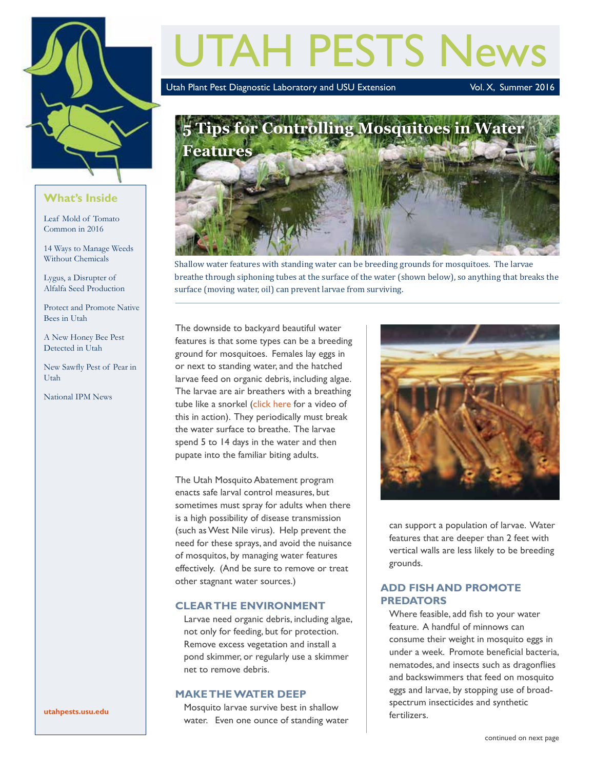# UTAH PESTS News

Utah Plant Pest Diagnostic Laboratory and USU Extension — Vol. X, Summer 2016

## What's Inside

- Leaf Mold of Tomato Common in 2016
- 14 Ways to Manage Weeds Without Chemicals
- Lygus, a Disrupter of Alfalfa Seed Production
- Protect and Promote Native Bees in Utah
- A New Honey Bee Pest Detected in Utah
- New Sawfly Pest of Pear in Utah
- National IPM News

utahpests.usu.edu

## 5 Tips for Controlling Mosquitoes in Water Features

Shallow water features with standing water can be breeding grounds for mosquitoes. The larvae breathe through siphoning tubes at the surface of the water (shown below), so anything that breaks the surface (moving water, oil) can prevent larvae from surviving.

The downside to backyard beautiful water features is that some types can be a breeding ground for mosquitoes. Females lay eggs in or next to standing water, and the hatched larvae feed on organic debris, including algae. The larvae are air breathers with a breathing tube like a snorkel (click here for a video of this in action). They periodically must break the water surface to breathe. The larvae spend 5 to 14 days in the water and then pupate into the familiar biting adults.

The Utah Mosquito Abatement program enacts safe larval control measures, but sometimes must spray for adults when there is a high possibility of disease transmission (such as West Nile virus). Help prevent the need for these sprays, and avoid the nuisance of mosquitos, by managing water features effectively. (And be sure to remove or treat other stagnant water sources.)

### CLEAR THE ENVIRONMENT

Larvae need organic debris, including algae, not only for feeding, but for protection. Remove excess vegetation and install a pond skimmer, or regularly use a skimmer net to remove debris.

### MAKE THE WATER DEEP

Mosquito larvae survive best in shallow water. Even one ounce of standing water can support a population of larvae. Water features that are deeper than 2 feet with vertical walls are less likely to be breeding grounds.

### ADD FISH AND PROMOTE PREDATORS

Where feasible, add fish to your water feature. A handful of minnows can consume their weight in mosquito eggs in under a week. Promote beneficial bacteria, nematodes, and insects such as dragonflies and backswimmers that feed on mosquito eggs and larvae, by stopping use of broad-spectrum insecticides and synthetic fertilizers.

continued on next page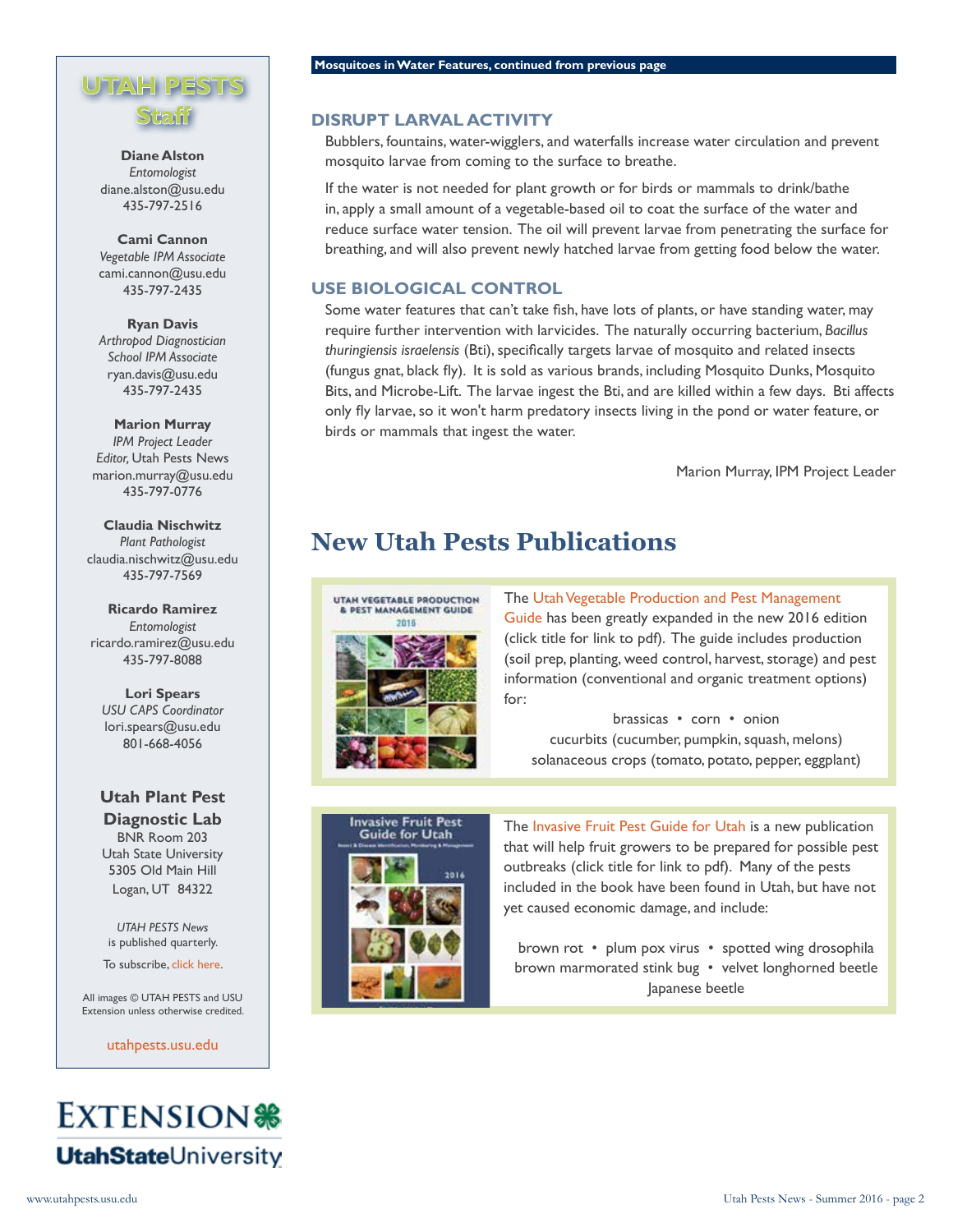Mosquitoes in Water Features, continued from previous page

### DISRUPT LARVAL ACTIVITY

Bubblers, fountains, water-wigglers, and waterfalls increase water circulation and prevent mosquito larvae from coming to the surface to breathe.

If the water is not needed for plant growth or for birds or mammals to drink/bathe in, apply a small amount of a vegetable-based oil to coat the surface of the water and reduce surface water tension. The oil will prevent larvae from penetrating the surface for breathing, and will also prevent newly hatched larvae from getting food below the water.

### USE BIOLOGICAL CONTROL

Some water features that can't take fish, have lots of plants, or have standing water, may require further intervention with larvicides. The naturally occurring bacterium, *Bacillus thuringiensis israelensis* (Bti), specifically targets larvae of mosquito and related insects (fungus gnat, black fly). It is sold as various brands, including Mosquito Dunks, Mosquito Bits, and Microbe-Lift. The larvae ingest the Bti, and are killed within a few days. Bti affects only fly larvae, so it won't harm predatory insects living in the pond or water feature, or birds or mammals that ingest the water.

Marion Murray, IPM Project Leader

## New Utah Pests Publications

UTAH VEGETABLE PRODUCTION & PEST MANAGEMENT GUIDE 2016

The Utah Vegetable Production and Pest Management Guide has been greatly expanded in the new 2016 edition (click title for link to pdf). The guide includes production (soil prep, planting, weed control, harvest, storage) and pest information (conventional and organic treatment options) for:

brassicas • corn • onion
cucurbits (cucumber, pumpkin, squash, melons)
solanaceous crops (tomato, potato, pepper, eggplant)

Invasive Fruit Pest Guide for Utah 2016

The Invasive Fruit Pest Guide for Utah is a new publication that will help fruit growers to be prepared for possible pest outbreaks (click title for link to pdf). Many of the pests included in the book have been found in Utah, but have not yet caused economic damage, and include:

brown rot • plum pox virus • spotted wing drosophila
brown marmorated stink bug • velvet longhorned beetle
Japanese beetle

## UTAH PESTS Staff

**Diane Alston**
*Entomologist*
diane.alston@usu.edu
435-797-2516

**Cami Cannon**
*Vegetable IPM Associate*
cami.cannon@usu.edu
435-797-2435

**Ryan Davis**
*Arthropod Diagnostician*
*School IPM Associate*
ryan.davis@usu.edu
435-797-2435

**Marion Murray**
*IPM Project Leader*
*Editor,* Utah Pests News
marion.murray@usu.edu
435-797-0776

**Claudia Nischwitz**
*Plant Pathologist*
claudia.nischwitz@usu.edu
435-797-7569

**Ricardo Ramirez**
*Entomologist*
ricardo.ramirez@usu.edu
435-797-8088

**Lori Spears**
*USU CAPS Coordinator*
lori.spears@usu.edu
801-668-4056

**Utah Plant Pest Diagnostic Lab**
BNR Room 203
Utah State University
5305 Old Main Hill
Logan, UT 84322

*UTAH PESTS News* is published quarterly.

To subscribe, click here.

All images © UTAH PESTS and USU Extension unless otherwise credited.

utahpests.usu.edu

EXTENSION
UtahStateUniversity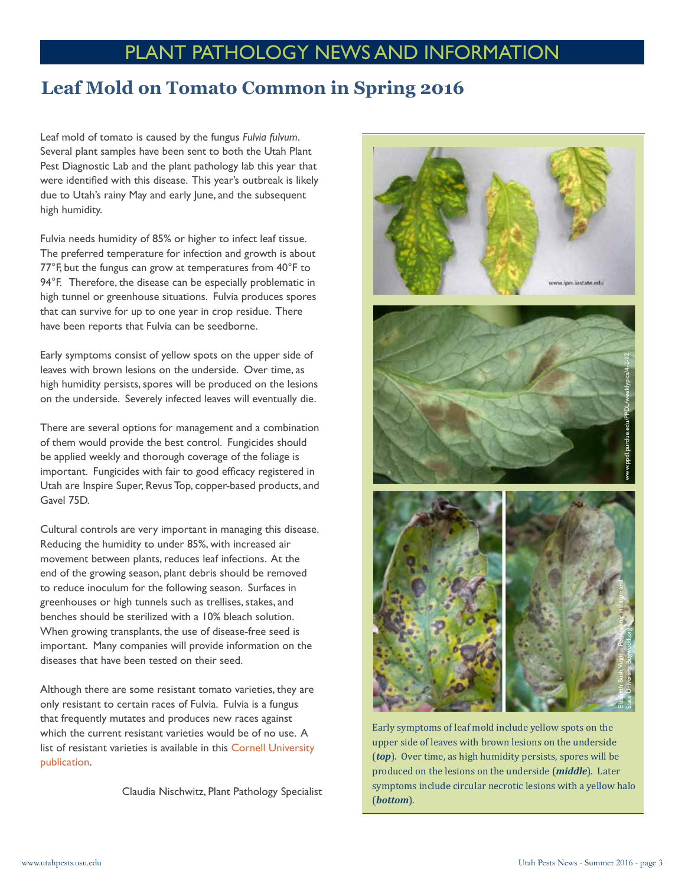# PLANT PATHOLOGY NEWS AND INFORMATION

## Leaf Mold on Tomato Common in Spring 2016

Leaf mold of tomato is caused by the fungus *Fulvia fulvum*. Several plant samples have been sent to both the Utah Plant Pest Diagnostic Lab and the plant pathology lab this year that were identified with this disease. This year's outbreak is likely due to Utah's rainy May and early June, and the subsequent high humidity.

Fulvia needs humidity of 85% or higher to infect leaf tissue. The preferred temperature for infection and growth is about 77°F, but the fungus can grow at temperatures from 40°F to 94°F. Therefore, the disease can be especially problematic in high tunnel or greenhouse situations. Fulvia produces spores that can survive for up to one year in crop residue. There have been reports that Fulvia can be seedborne.

Early symptoms consist of yellow spots on the upper side of leaves with brown lesions on the underside. Over time, as high humidity persists, spores will be produced on the lesions on the underside. Severely infected leaves will eventually die.

There are several options for management and a combination of them would provide the best control. Fungicides should be applied weekly and thorough coverage of the foliage is important. Fungicides with fair to good efficacy registered in Utah are Inspire Super, Revus Top, copper-based products, and Gavel 75D.

Cultural controls are very important in managing this disease. Reducing the humidity to under 85%, with increased air movement between plants, reduces leaf infections. At the end of the growing season, plant debris should be removed to reduce inoculum for the following season. Surfaces in greenhouses or high tunnels such as trellises, stakes, and benches should be sterilized with a 10% bleach solution. When growing transplants, the use of disease-free seed is important. Many companies will provide information on the diseases that have been tested on their seed.

Although there are some resistant tomato varieties, they are only resistant to certain races of Fulvia. Fulvia is a fungus that frequently mutates and produces new races against which the current resistant varieties would be of no use. A list of resistant varieties is available in this Cornell University publication.

Claudia Nischwitz, Plant Pathology Specialist

Early symptoms of leaf mold include yellow spots on the upper side of leaves with brown lesions on the underside (***top***). Over time, as high humidity persists, spores will be produced on the lesions on the underside (***middle***). Later symptoms include circular necrotic lesions with a yellow halo (***bottom***).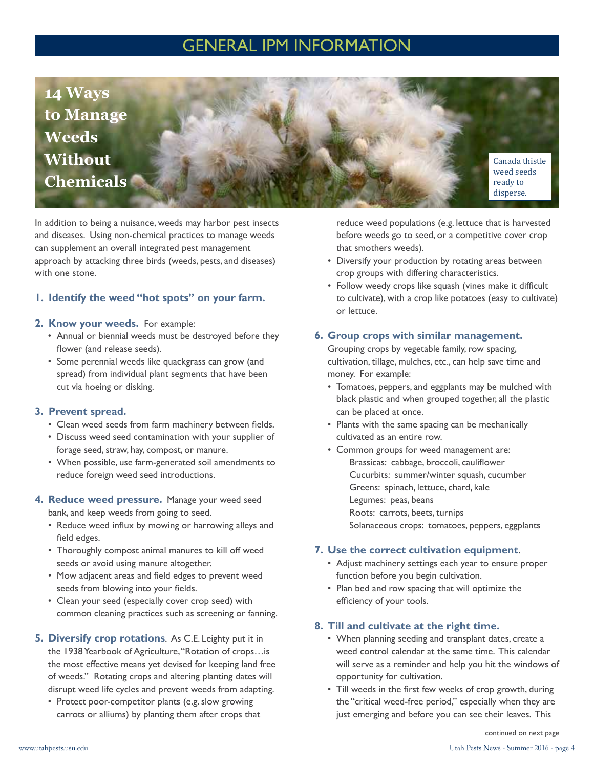# GENERAL IPM INFORMATION

## 14 Ways to Manage Weeds Without Chemicals

Canada thistle weed seeds ready to disperse.

In addition to being a nuisance, weeds may harbor pest insects and diseases. Using non-chemical practices to manage weeds can supplement an overall integrated pest management approach by attacking three birds (weeds, pests, and diseases) with one stone.

### 1. Identify the weed "hot spots" on your farm.

### 2. Know your weeds.

For example:

- Annual or biennial weeds must be destroyed before they flower (and release seeds).
- Some perennial weeds like quackgrass can grow (and spread) from individual plant segments that have been cut via hoeing or disking.

### 3. Prevent spread.

- Clean weed seeds from farm machinery between fields.
- Discuss weed seed contamination with your supplier of forage seed, straw, hay, compost, or manure.
- When possible, use farm-generated soil amendments to reduce foreign weed seed introductions.

### 4. Reduce weed pressure.

Manage your weed seed bank, and keep weeds from going to seed.

- Reduce weed influx by mowing or harrowing alleys and field edges.
- Thoroughly compost animal manures to kill off weed seeds or avoid using manure altogether.
- Mow adjacent areas and field edges to prevent weed seeds from blowing into your fields.
- Clean your seed (especially cover crop seed) with common cleaning practices such as screening or fanning.

### 5. Diversify crop rotations.

As C.E. Leighty put it in the 1938 Yearbook of Agriculture, "Rotation of crops…is the most effective means yet devised for keeping land free of weeds." Rotating crops and altering planting dates will disrupt weed life cycles and prevent weeds from adapting.

- Protect poor-competitor plants (e.g. slow growing carrots or alliums) by planting them after crops that reduce weed populations (e.g. lettuce that is harvested before weeds go to seed, or a competitive cover crop that smothers weeds).
- Diversify your production by rotating areas between crop groups with differing characteristics.
- Follow weedy crops like squash (vines make it difficult to cultivate), with a crop like potatoes (easy to cultivate) or lettuce.

### 6. Group crops with similar management.

Grouping crops by vegetable family, row spacing, cultivation, tillage, mulches, etc., can help save time and money. For example:

- Tomatoes, peppers, and eggplants may be mulched with black plastic and when grouped together, all the plastic can be placed at once.
- Plants with the same spacing can be mechanically cultivated as an entire row.
- Common groups for weed management are:
  - Brassicas: cabbage, broccoli, cauliflower
  - Cucurbits: summer/winter squash, cucumber
  - Greens: spinach, lettuce, chard, kale
  - Legumes: peas, beans
  - Roots: carrots, beets, turnips
  - Solanaceous crops: tomatoes, peppers, eggplants

### 7. Use the correct cultivation equipment.

- Adjust machinery settings each year to ensure proper function before you begin cultivation.
- Plan bed and row spacing that will optimize the efficiency of your tools.

### 8. Till and cultivate at the right time.

- When planning seeding and transplant dates, create a weed control calendar at the same time. This calendar will serve as a reminder and help you hit the windows of opportunity for cultivation.
- Till weeds in the first few weeks of crop growth, during the "critical weed-free period," especially when they are just emerging and before you can see their leaves. This

continued on next page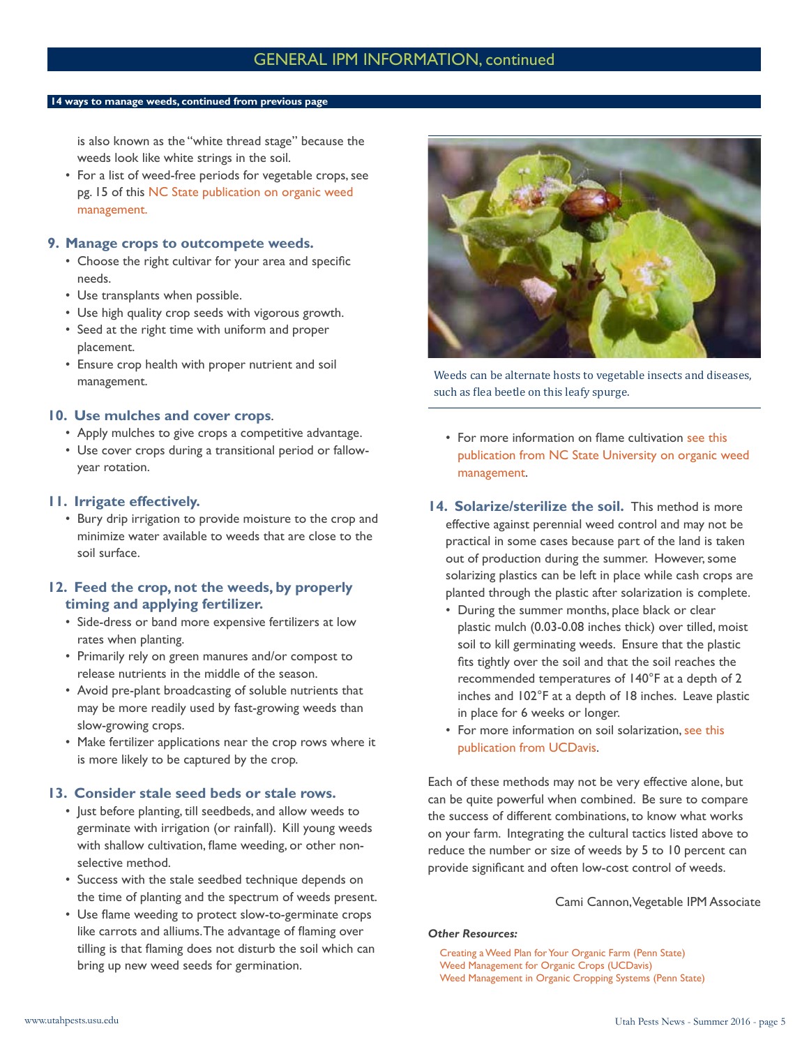## GENERAL IPM INFORMATION, continued

**14 ways to manage weeds, continued from previous page**

is also known as the "white thread stage" because the weeds look like white strings in the soil.

- For a list of weed-free periods for vegetable crops, see pg. 15 of this NC State publication on organic weed management.

### 9. Manage crops to outcompete weeds.

- Choose the right cultivar for your area and specific needs.
- Use transplants when possible.
- Use high quality crop seeds with vigorous growth.
- Seed at the right time with uniform and proper placement.
- Ensure crop health with proper nutrient and soil management.

### 10. Use mulches and cover crops.

- Apply mulches to give crops a competitive advantage.
- Use cover crops during a transitional period or fallow-year rotation.

### 11. Irrigate effectively.

- Bury drip irrigation to provide moisture to the crop and minimize water available to weeds that are close to the soil surface.

### 12. Feed the crop, not the weeds, by properly timing and applying fertilizer.

- Side-dress or band more expensive fertilizers at low rates when planting.
- Primarily rely on green manures and/or compost to release nutrients in the middle of the season.
- Avoid pre-plant broadcasting of soluble nutrients that may be more readily used by fast-growing weeds than slow-growing crops.
- Make fertilizer applications near the crop rows where it is more likely to be captured by the crop.

### 13. Consider stale seed beds or stale rows.

- Just before planting, till seedbeds, and allow weeds to germinate with irrigation (or rainfall). Kill young weeds with shallow cultivation, flame weeding, or other non-selective method.
- Success with the stale seedbed technique depends on the time of planting and the spectrum of weeds present.
- Use flame weeding to protect slow-to-germinate crops like carrots and alliums. The advantage of flaming over tilling is that flaming does not disturb the soil which can bring up new weed seeds for germination.
- For more information on flame cultivation see this publication from NC State University on organic weed management.

Weeds can be alternate hosts to vegetable insects and diseases, such as flea beetle on this leafy spurge.

### 14. Solarize/sterilize the soil.

This method is more effective against perennial weed control and may not be practical in some cases because part of the land is taken out of production during the summer. However, some solarizing plastics can be left in place while cash crops are planted through the plastic after solarization is complete.

- During the summer months, place black or clear plastic mulch (0.03-0.08 inches thick) over tilled, moist soil to kill germinating weeds. Ensure that the plastic fits tightly over the soil and that the soil reaches the recommended temperatures of 140°F at a depth of 2 inches and 102°F at a depth of 18 inches. Leave plastic in place for 6 weeks or longer.
- For more information on soil solarization, see this publication from UCDavis.

Each of these methods may not be very effective alone, but can be quite powerful when combined. Be sure to compare the success of different combinations, to know what works on your farm. Integrating the cultural tactics listed above to reduce the number or size of weeds by 5 to 10 percent can provide significant and often low-cost control of weeds.

Cami Cannon, Vegetable IPM Associate

***Other Resources:***

Creating a Weed Plan for Your Organic Farm (Penn State)
Weed Management for Organic Crops (UCDavis)
Weed Management in Organic Cropping Systems (Penn State)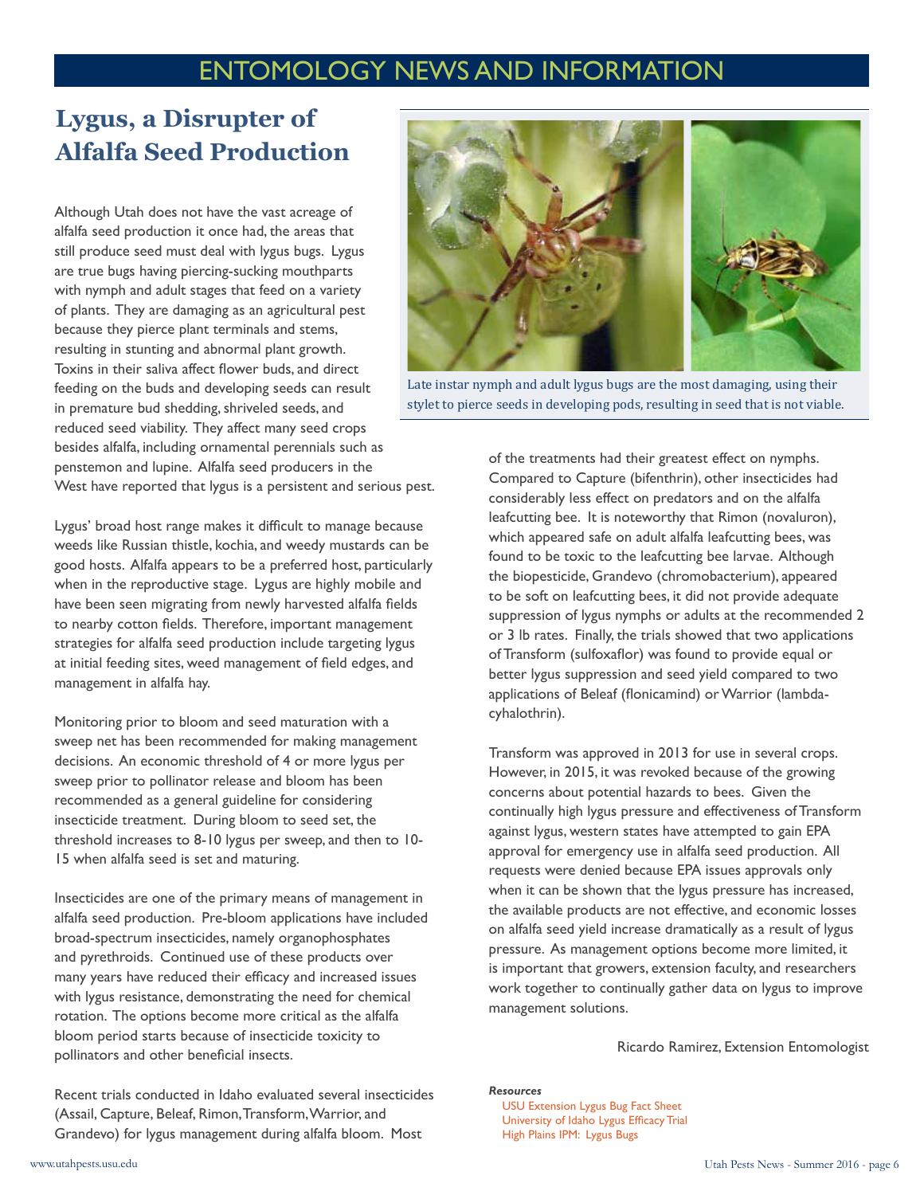# ENTOMOLOGY NEWS AND INFORMATION

## Lygus, a Disrupter of Alfalfa Seed Production

Late instar nymph and adult lygus bugs are the most damaging, using their stylet to pierce seeds in developing pods, resulting in seed that is not viable.

Although Utah does not have the vast acreage of alfalfa seed production it once had, the areas that still produce seed must deal with lygus bugs. Lygus are true bugs having piercing-sucking mouthparts with nymph and adult stages that feed on a variety of plants. They are damaging as an agricultural pest because they pierce plant terminals and stems, resulting in stunting and abnormal plant growth. Toxins in their saliva affect flower buds, and direct feeding on the buds and developing seeds can result in premature bud shedding, shriveled seeds, and reduced seed viability. They affect many seed crops besides alfalfa, including ornamental perennials such as penstemon and lupine. Alfalfa seed producers in the West have reported that lygus is a persistent and serious pest.

Lygus' broad host range makes it difficult to manage because weeds like Russian thistle, kochia, and weedy mustards can be good hosts. Alfalfa appears to be a preferred host, particularly when in the reproductive stage. Lygus are highly mobile and have been seen migrating from newly harvested alfalfa fields to nearby cotton fields. Therefore, important management strategies for alfalfa seed production include targeting lygus at initial feeding sites, weed management of field edges, and management in alfalfa hay.

Monitoring prior to bloom and seed maturation with a sweep net has been recommended for making management decisions. An economic threshold of 4 or more lygus per sweep prior to pollinator release and bloom has been recommended as a general guideline for considering insecticide treatment. During bloom to seed set, the threshold increases to 8-10 lygus per sweep, and then to 10-15 when alfalfa seed is set and maturing.

Insecticides are one of the primary means of management in alfalfa seed production. Pre-bloom applications have included broad-spectrum insecticides, namely organophosphates and pyrethroids. Continued use of these products over many years have reduced their efficacy and increased issues with lygus resistance, demonstrating the need for chemical rotation. The options become more critical as the alfalfa bloom period starts because of insecticide toxicity to pollinators and other beneficial insects.

Recent trials conducted in Idaho evaluated several insecticides (Assail, Capture, Beleaf, Rimon, Transform, Warrior, and Grandevo) for lygus management during alfalfa bloom. Most of the treatments had their greatest effect on nymphs. Compared to Capture (bifenthrin), other insecticides had considerably less effect on predators and on the alfalfa leafcutting bee. It is noteworthy that Rimon (novaluron), which appeared safe on adult alfalfa leafcutting bees, was found to be toxic to the leafcutting bee larvae. Although the biopesticide, Grandevo (chromobacterium), appeared to be soft on leafcutting bees, it did not provide adequate suppression of lygus nymphs or adults at the recommended 2 or 3 lb rates. Finally, the trials showed that two applications of Transform (sulfoxaflor) was found to provide equal or better lygus suppression and seed yield compared to two applications of Beleaf (flonicamind) or Warrior (lambda-cyhalothrin).

Transform was approved in 2013 for use in several crops. However, in 2015, it was revoked because of the growing concerns about potential hazards to bees. Given the continually high lygus pressure and effectiveness of Transform against lygus, western states have attempted to gain EPA approval for emergency use in alfalfa seed production. All requests were denied because EPA issues approvals only when it can be shown that the lygus pressure has increased, the available products are not effective, and economic losses on alfalfa seed yield increase dramatically as a result of lygus pressure. As management options become more limited, it is important that growers, extension faculty, and researchers work together to continually gather data on lygus to improve management solutions.

Ricardo Ramirez, Extension Entomologist

***Resources***

- USU Extension Lygus Bug Fact Sheet
- University of Idaho Lygus Efficacy Trial
- High Plains IPM: Lygus Bugs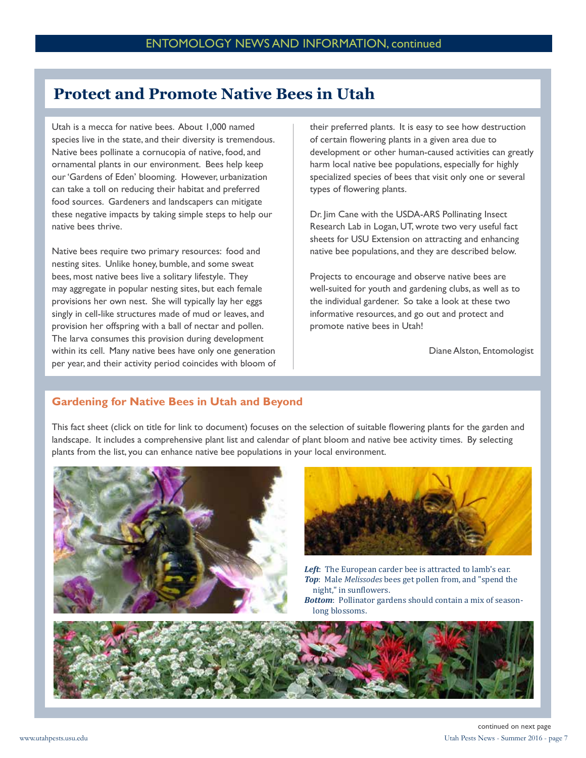# Protect and Promote Native Bees in Utah

Utah is a mecca for native bees. About 1,000 named species live in the state, and their diversity is tremendous. Native bees pollinate a cornucopia of native, food, and ornamental plants in our environment. Bees help keep our 'Gardens of Eden' blooming. However, urbanization can take a toll on reducing their habitat and preferred food sources. Gardeners and landscapers can mitigate these negative impacts by taking simple steps to help our native bees thrive.

Native bees require two primary resources: food and nesting sites. Unlike honey, bumble, and some sweat bees, most native bees live a solitary lifestyle. They may aggregate in popular nesting sites, but each female provisions her own nest. She will typically lay her eggs singly in cell-like structures made of mud or leaves, and provision her offspring with a ball of nectar and pollen. The larva consumes this provision during development within its cell. Many native bees have only one generation per year, and their activity period coincides with bloom of their preferred plants. It is easy to see how destruction of certain flowering plants in a given area due to development or other human-caused activities can greatly harm local native bee populations, especially for highly specialized species of bees that visit only one or several types of flowering plants.

Dr. Jim Cane with the USDA-ARS Pollinating Insect Research Lab in Logan, UT, wrote two very useful fact sheets for USU Extension on attracting and enhancing native bee populations, and they are described below.

Projects to encourage and observe native bees are well-suited for youth and gardening clubs, as well as to the individual gardener. So take a look at these two informative resources, and go out and protect and promote native bees in Utah!

Diane Alston, Entomologist

## Gardening for Native Bees in Utah and Beyond

This fact sheet (click on title for link to document) focuses on the selection of suitable flowering plants for the garden and landscape. It includes a comprehensive plant list and calendar of plant bloom and native bee activity times. By selecting plants from the list, you can enhance native bee populations in your local environment.

***Left***: The European carder bee is attracted to lamb's ear.
***Top***: Male *Melissodes* bees get pollen from, and "spend the night," in sunflowers.
***Bottom***: Pollinator gardens should contain a mix of season-long blossoms.

continued on next page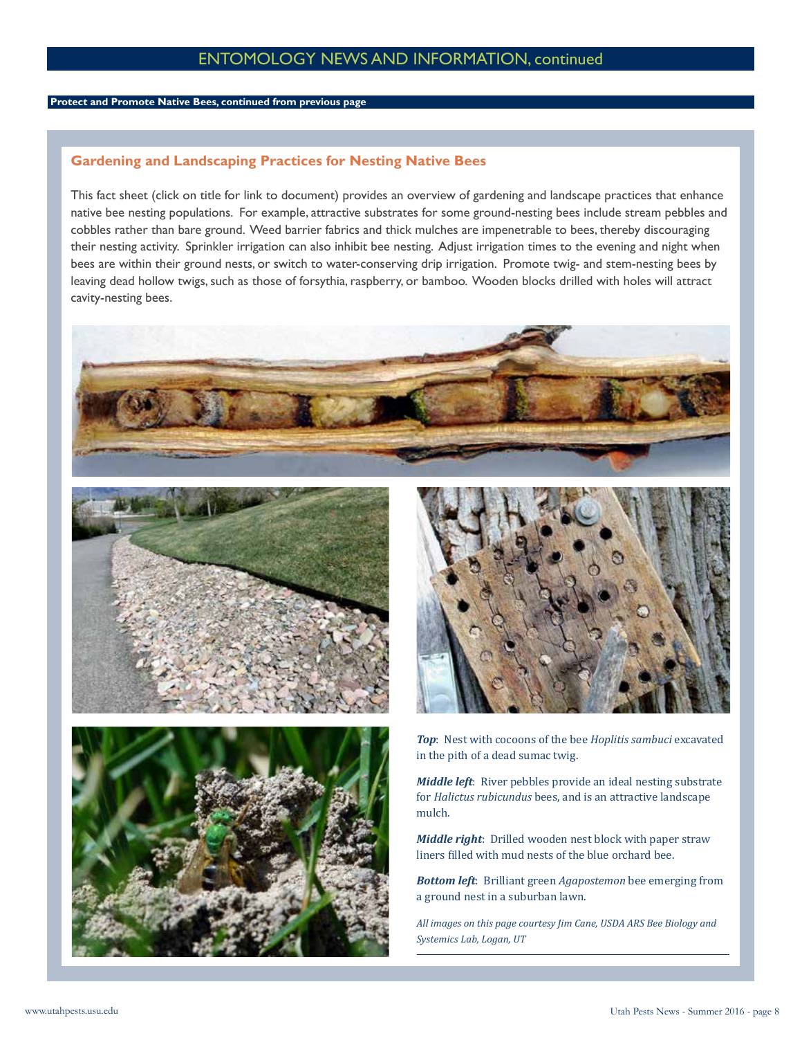## ENTOMOLOGY NEWS AND INFORMATION, continued

**Protect and Promote Native Bees, continued from previous page**

### Gardening and Landscaping Practices for Nesting Native Bees

This fact sheet (click on title for link to document) provides an overview of gardening and landscape practices that enhance native bee nesting populations. For example, attractive substrates for some ground-nesting bees include stream pebbles and cobbles rather than bare ground. Weed barrier fabrics and thick mulches are impenetrable to bees, thereby discouraging their nesting activity. Sprinkler irrigation can also inhibit bee nesting. Adjust irrigation times to the evening and night when bees are within their ground nests, or switch to water-conserving drip irrigation. Promote twig- and stem-nesting bees by leaving dead hollow twigs, such as those of forsythia, raspberry, or bamboo. Wooden blocks drilled with holes will attract cavity-nesting bees.

***Top***: Nest with cocoons of the bee *Hoplitis sambuci* excavated in the pith of a dead sumac twig.

***Middle left***: River pebbles provide an ideal nesting substrate for *Halictus rubicundus* bees, and is an attractive landscape mulch.

***Middle right***: Drilled wooden nest block with paper straw liners filled with mud nests of the blue orchard bee.

***Bottom left***: Brilliant green *Agapostemon* bee emerging from a ground nest in a suburban lawn.

*All images on this page courtesy Jim Cane, USDA ARS Bee Biology and Systemics Lab, Logan, UT*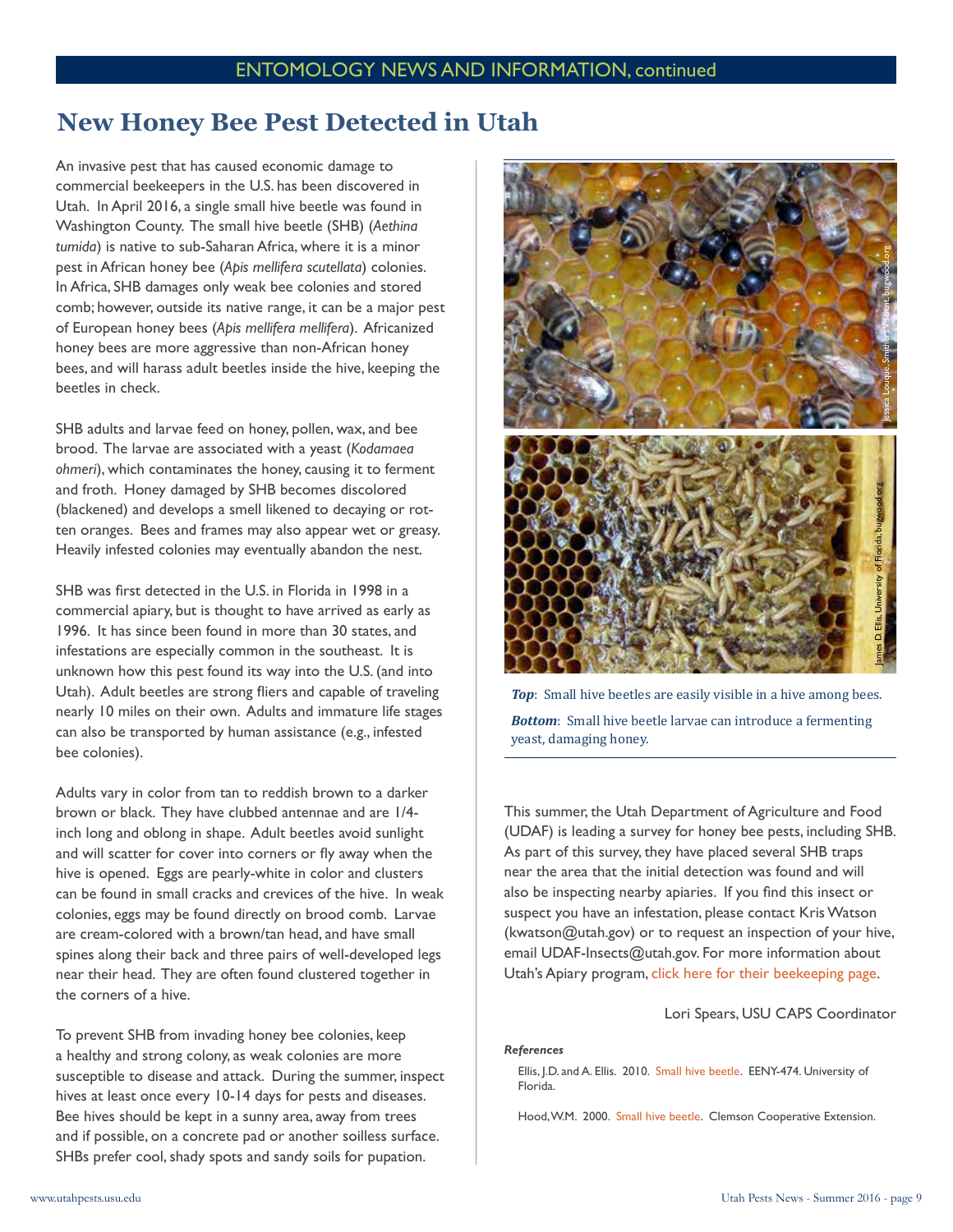# New Honey Bee Pest Detected in Utah

An invasive pest that has caused economic damage to commercial beekeepers in the U.S. has been discovered in Utah. In April 2016, a single small hive beetle was found in Washington County. The small hive beetle (SHB) (*Aethina tumida*) is native to sub-Saharan Africa, where it is a minor pest in African honey bee (*Apis mellifera scutellata*) colonies. In Africa, SHB damages only weak bee colonies and stored comb; however, outside its native range, it can be a major pest of European honey bees (*Apis mellifera mellifera*). Africanized honey bees are more aggressive than non-African honey bees, and will harass adult beetles inside the hive, keeping the beetles in check.

SHB adults and larvae feed on honey, pollen, wax, and bee brood. The larvae are associated with a yeast (*Kodamaea ohmeri*), which contaminates the honey, causing it to ferment and froth. Honey damaged by SHB becomes discolored (blackened) and develops a smell likened to decaying or rotten oranges. Bees and frames may also appear wet or greasy. Heavily infested colonies may eventually abandon the nest.

SHB was first detected in the U.S. in Florida in 1998 in a commercial apiary, but is thought to have arrived as early as 1996. It has since been found in more than 30 states, and infestations are especially common in the southeast. It is unknown how this pest found its way into the U.S. (and into Utah). Adult beetles are strong fliers and capable of traveling nearly 10 miles on their own. Adults and immature life stages can also be transported by human assistance (e.g., infested bee colonies).

Adults vary in color from tan to reddish brown to a darker brown or black. They have clubbed antennae and are 1/4-inch long and oblong in shape. Adult beetles avoid sunlight and will scatter for cover into corners or fly away when the hive is opened. Eggs are pearly-white in color and clusters can be found in small cracks and crevices of the hive. In weak colonies, eggs may be found directly on brood comb. Larvae are cream-colored with a brown/tan head, and have small spines along their back and three pairs of well-developed legs near their head. They are often found clustered together in the corners of a hive.

To prevent SHB from invading honey bee colonies, keep a healthy and strong colony, as weak colonies are more susceptible to disease and attack. During the summer, inspect hives at least once every 10-14 days for pests and diseases. Bee hives should be kept in a sunny area, away from trees and if possible, on a concrete pad or another soilless surface. SHBs prefer cool, shady spots and sandy soils for pupation.

Jessica Louque, Smithers Viscient, bugwood.org

James D. Ellis, University of Florida, bugwood.org

***Top***: Small hive beetles are easily visible in a hive among bees.

***Bottom***: Small hive beetle larvae can introduce a fermenting yeast, damaging honey.

This summer, the Utah Department of Agriculture and Food (UDAF) is leading a survey for honey bee pests, including SHB. As part of this survey, they have placed several SHB traps near the area that the initial detection was found and will also be inspecting nearby apiaries. If you find this insect or suspect you have an infestation, please contact Kris Watson (kwatson@utah.gov) or to request an inspection of your hive, email UDAF-Insects@utah.gov. For more information about Utah's Apiary program, click here for their beekeeping page.

Lori Spears, USU CAPS Coordinator

***References***

Ellis, J.D. and A. Ellis. 2010. Small hive beetle. EENY-474. University of Florida.

Hood, W.M. 2000. Small hive beetle. Clemson Cooperative Extension.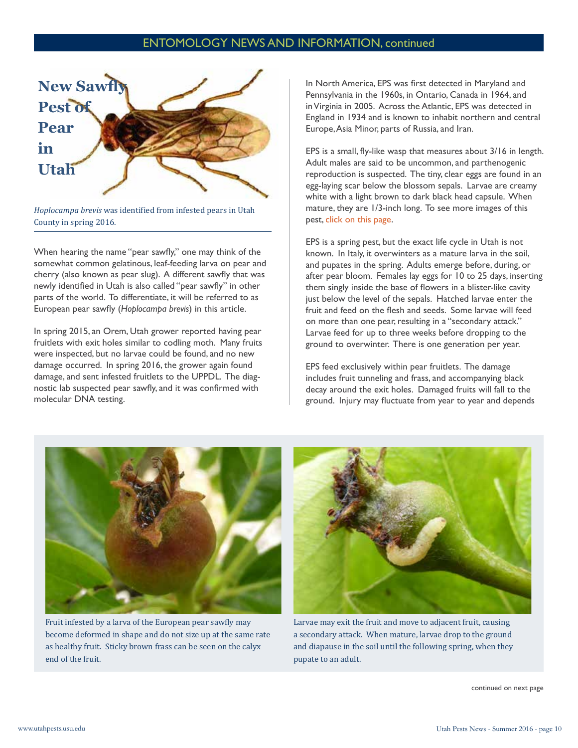# New Sawfly Pest of Pear in Utah

*Hoplocampa brevis* was identified from infested pears in Utah County in spring 2016.

When hearing the name "pear sawfly," one may think of the somewhat common gelatinous, leaf-feeding larva on pear and cherry (also known as pear slug). A different sawfly that was newly identified in Utah is also called "pear sawfly" in other parts of the world. To differentiate, it will be referred to as European pear sawfly (*Hoplocampa brevis*) in this article.

In spring 2015, an Orem, Utah grower reported having pear fruitlets with exit holes similar to codling moth. Many fruits were inspected, but no larvae could be found, and no new damage occurred. In spring 2016, the grower again found damage, and sent infested fruitlets to the UPPDL. The diagnostic lab suspected pear sawfly, and it was confirmed with molecular DNA testing.

In North America, EPS was first detected in Maryland and Pennsylvania in the 1960s, in Ontario, Canada in 1964, and in Virginia in 2005. Across the Atlantic, EPS was detected in England in 1934 and is known to inhabit northern and central Europe, Asia Minor, parts of Russia, and Iran.

EPS is a small, fly-like wasp that measures about 3/16 in length. Adult males are said to be uncommon, and parthenogenic reproduction is suspected. The tiny, clear eggs are found in an egg-laying scar below the blossom sepals. Larvae are creamy white with a light brown to dark black head capsule. When mature, they are 1/3-inch long. To see more images of this pest, click on this page.

EPS is a spring pest, but the exact life cycle in Utah is not known. In Italy, it overwinters as a mature larva in the soil, and pupates in the spring. Adults emerge before, during, or after pear bloom. Females lay eggs for 10 to 25 days, inserting them singly inside the base of flowers in a blister-like cavity just below the level of the sepals. Hatched larvae enter the fruit and feed on the flesh and seeds. Some larvae will feed on more than one pear, resulting in a "secondary attack." Larvae feed for up to three weeks before dropping to the ground to overwinter. There is one generation per year.

EPS feed exclusively within pear fruitlets. The damage includes fruit tunneling and frass, and accompanying black decay around the exit holes. Damaged fruits will fall to the ground. Injury may fluctuate from year to year and depends

Fruit infested by a larva of the European pear sawfly may become deformed in shape and do not size up at the same rate as healthy fruit. Sticky brown frass can be seen on the calyx end of the fruit.

Larvae may exit the fruit and move to adjacent fruit, causing a secondary attack. When mature, larvae drop to the ground and diapause in the soil until the following spring, when they pupate to an adult.

continued on next page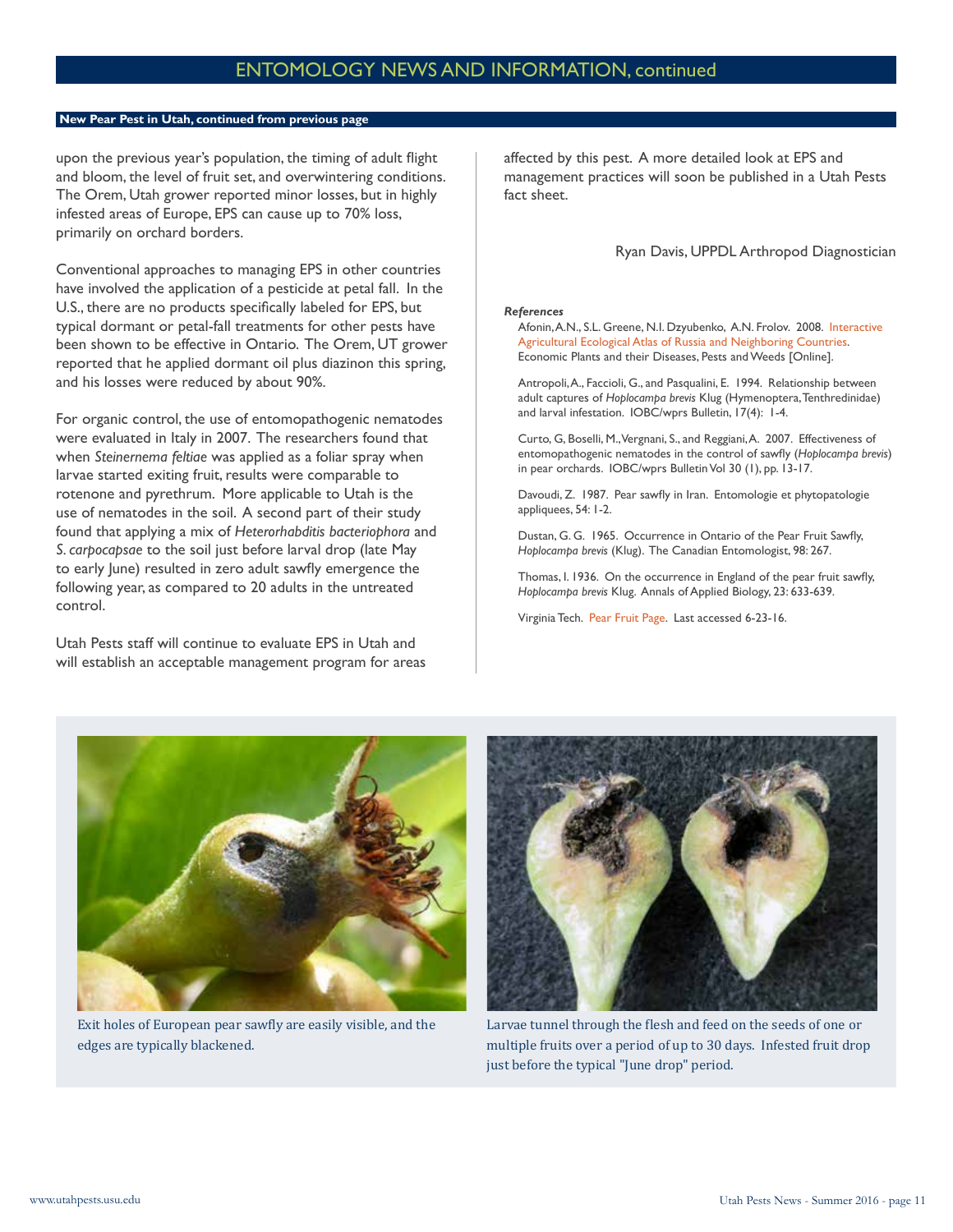**New Pear Pest in Utah, continued from previous page**

upon the previous year's population, the timing of adult flight and bloom, the level of fruit set, and overwintering conditions. The Orem, Utah grower reported minor losses, but in highly infested areas of Europe, EPS can cause up to 70% loss, primarily on orchard borders.

Conventional approaches to managing EPS in other countries have involved the application of a pesticide at petal fall. In the U.S., there are no products specifically labeled for EPS, but typical dormant or petal-fall treatments for other pests have been shown to be effective in Ontario. The Orem, UT grower reported that he applied dormant oil plus diazinon this spring, and his losses were reduced by about 90%.

For organic control, the use of entomopathogenic nematodes were evaluated in Italy in 2007. The researchers found that when *Steinernema feltiae* was applied as a foliar spray when larvae started exiting fruit, results were comparable to rotenone and pyrethrum. More applicable to Utah is the use of nematodes in the soil. A second part of their study found that applying a mix of *Heterorhabditis bacteriophora* and *S. carpocapsae* to the soil just before larval drop (late May to early June) resulted in zero adult sawfly emergence the following year, as compared to 20 adults in the untreated control.

Utah Pests staff will continue to evaluate EPS in Utah and will establish an acceptable management program for areas affected by this pest. A more detailed look at EPS and management practices will soon be published in a Utah Pests fact sheet.

Ryan Davis, UPPDL Arthropod Diagnostician

***References***

Afonin, A.N., S.L. Greene, N.I. Dzyubenko, A.N. Frolov. 2008. Interactive Agricultural Ecological Atlas of Russia and Neighboring Countries. Economic Plants and their Diseases, Pests and Weeds [Online].

Antropoli, A., Faccioli, G., and Pasqualini, E. 1994. Relationship between adult captures of *Hoplocampa brevis* Klug (Hymenoptera, Tenthredinidae) and larval infestation. IOBC/wprs Bulletin, 17(4): 1-4.

Curto, G, Boselli, M., Vergnani, S., and Reggiani, A. 2007. Effectiveness of entomopathogenic nematodes in the control of sawfly (*Hoplocampa brevis*) in pear orchards. IOBC/wprs Bulletin Vol 30 (1), pp. 13-17.

Davoudi, Z. 1987. Pear sawfly in Iran. Entomologie et phytopatologie appliquees, 54: 1-2.

Dustan, G. G. 1965. Occurrence in Ontario of the Pear Fruit Sawfly, *Hoplocampa brevis* (Klug). The Canadian Entomologist, 98: 267.

Thomas, I. 1936. On the occurrence in England of the pear fruit sawfly, *Hoplocampa brevis* Klug. Annals of Applied Biology, 23: 633-639.

Virginia Tech. Pear Fruit Page. Last accessed 6-23-16.

Exit holes of European pear sawfly are easily visible, and the edges are typically blackened.

Larvae tunnel through the flesh and feed on the seeds of one or multiple fruits over a period of up to 30 days. Infested fruit drop just before the typical "June drop" period.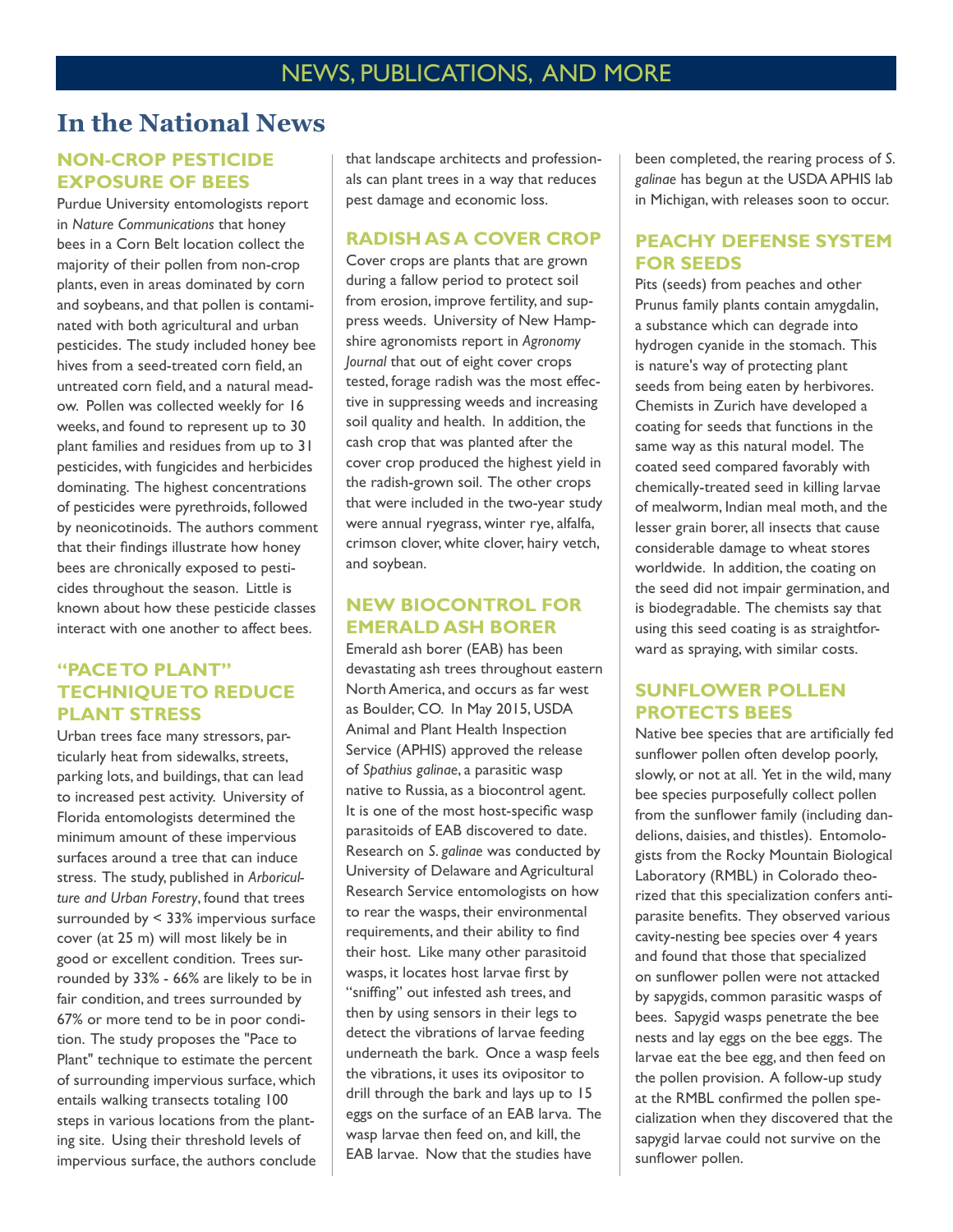# NEWS, PUBLICATIONS, AND MORE

## In the National News

### NON-CROP PESTICIDE EXPOSURE OF BEES

Purdue University entomologists report in *Nature Communications* that honey bees in a Corn Belt location collect the majority of their pollen from non-crop plants, even in areas dominated by corn and soybeans, and that pollen is contaminated with both agricultural and urban pesticides. The study included honey bee hives from a seed-treated corn field, an untreated corn field, and a natural meadow. Pollen was collected weekly for 16 weeks, and found to represent up to 30 plant families and residues from up to 31 pesticides, with fungicides and herbicides dominating. The highest concentrations of pesticides were pyrethroids, followed by neonicotinoids. The authors comment that their findings illustrate how honey bees are chronically exposed to pesticides throughout the season. Little is known about how these pesticide classes interact with one another to affect bees.

### "PACE TO PLANT" TECHNIQUE TO REDUCE PLANT STRESS

Urban trees face many stressors, particularly heat from sidewalks, streets, parking lots, and buildings, that can lead to increased pest activity. University of Florida entomologists determined the minimum amount of these impervious surfaces around a tree that can induce stress. The study, published in *Arboriculture and Urban Forestry*, found that trees surrounded by < 33% impervious surface cover (at 25 m) will most likely be in good or excellent condition. Trees surrounded by 33% - 66% are likely to be in fair condition, and trees surrounded by 67% or more tend to be in poor condition. The study proposes the "Pace to Plant" technique to estimate the percent of surrounding impervious surface, which entails walking transects totaling 100 steps in various locations from the planting site. Using their threshold levels of impervious surface, the authors conclude that landscape architects and professionals can plant trees in a way that reduces pest damage and economic loss.

### RADISH AS A COVER CROP

Cover crops are plants that are grown during a fallow period to protect soil from erosion, improve fertility, and suppress weeds. University of New Hampshire agronomists report in *Agronomy Journal* that out of eight cover crops tested, forage radish was the most effective in suppressing weeds and increasing soil quality and health. In addition, the cash crop that was planted after the cover crop produced the highest yield in the radish-grown soil. The other crops that were included in the two-year study were annual ryegrass, winter rye, alfalfa, crimson clover, white clover, hairy vetch, and soybean.

### NEW BIOCONTROL FOR EMERALD ASH BORER

Emerald ash borer (EAB) has been devastating ash trees throughout eastern North America, and occurs as far west as Boulder, CO. In May 2015, USDA Animal and Plant Health Inspection Service (APHIS) approved the release of *Spathius galinae*, a parasitic wasp native to Russia, as a biocontrol agent. It is one of the most host-specific wasp parasitoids of EAB discovered to date. Research on *S. galinae* was conducted by University of Delaware and Agricultural Research Service entomologists on how to rear the wasps, their environmental requirements, and their ability to find their host. Like many other parasitoid wasps, it locates host larvae first by "sniffing" out infested ash trees, and then by using sensors in their legs to detect the vibrations of larvae feeding underneath the bark. Once a wasp feels the vibrations, it uses its ovipositor to drill through the bark and lays up to 15 eggs on the surface of an EAB larva. The wasp larvae then feed on, and kill, the EAB larvae. Now that the studies have been completed, the rearing process of *S. galinae* has begun at the USDA APHIS lab in Michigan, with releases soon to occur.

### PEACHY DEFENSE SYSTEM FOR SEEDS

Pits (seeds) from peaches and other Prunus family plants contain amygdalin, a substance which can degrade into hydrogen cyanide in the stomach. This is nature's way of protecting plant seeds from being eaten by herbivores. Chemists in Zurich have developed a coating for seeds that functions in the same way as this natural model. The coated seed compared favorably with chemically-treated seed in killing larvae of mealworm, Indian meal moth, and the lesser grain borer, all insects that cause considerable damage to wheat stores worldwide. In addition, the coating on the seed did not impair germination, and is biodegradable. The chemists say that using this seed coating is as straightforward as spraying, with similar costs.

### SUNFLOWER POLLEN PROTECTS BEES

Native bee species that are artificially fed sunflower pollen often develop poorly, slowly, or not at all. Yet in the wild, many bee species purposefully collect pollen from the sunflower family (including dandelions, daisies, and thistles). Entomologists from the Rocky Mountain Biological Laboratory (RMBL) in Colorado theorized that this specialization confers anti-parasite benefits. They observed various cavity-nesting bee species over 4 years and found that those that specialized on sunflower pollen were not attacked by sapygids, common parasitic wasps of bees. Sapygid wasps penetrate the bee nests and lay eggs on the bee eggs. The larvae eat the bee egg, and then feed on the pollen provision. A follow-up study at the RMBL confirmed the pollen specialization when they discovered that the sapygid larvae could not survive on the sunflower pollen.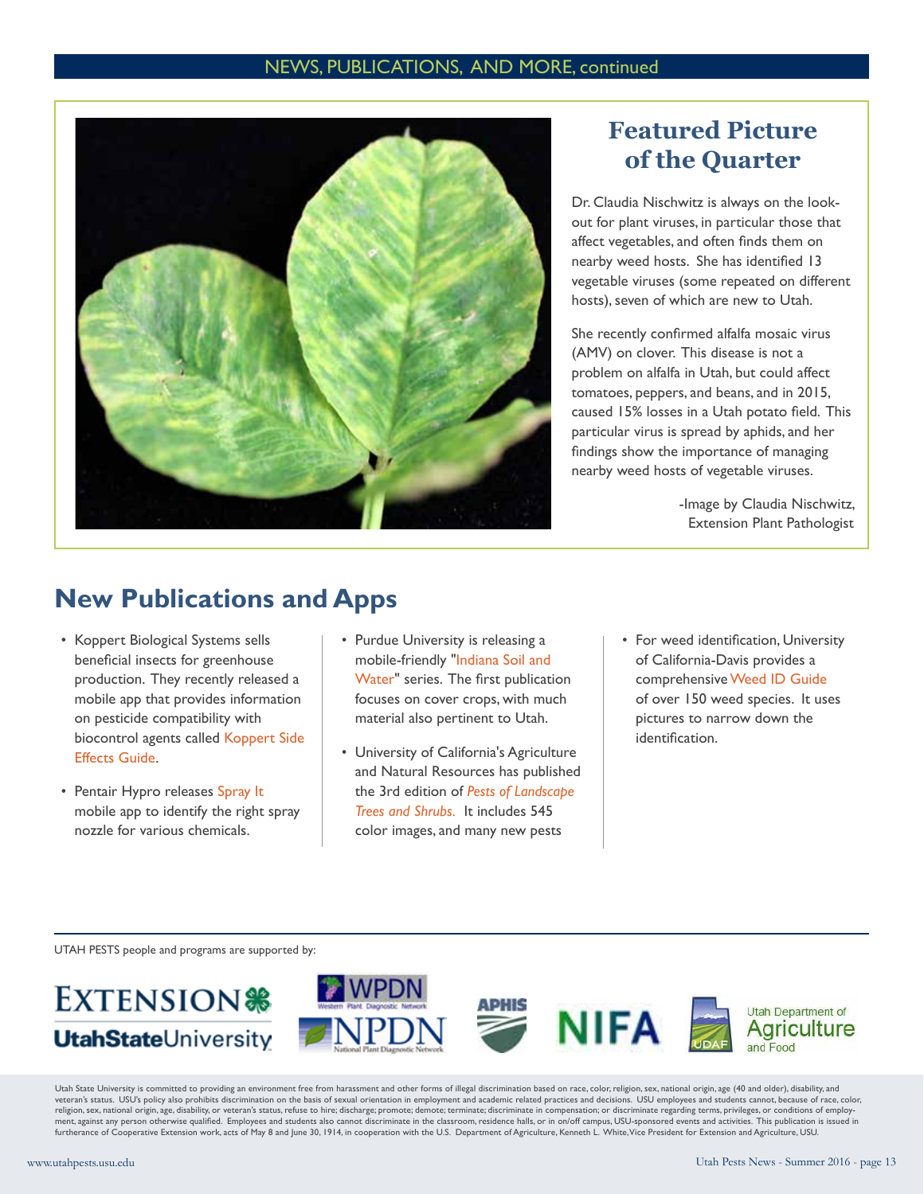NEWS, PUBLICATIONS, AND MORE, continued

## Featured Picture of the Quarter

Dr. Claudia Nischwitz is always on the look-out for plant viruses, in particular those that affect vegetables, and often finds them on nearby weed hosts. She has identified 13 vegetable viruses (some repeated on different hosts), seven of which are new to Utah.

She recently confirmed alfalfa mosaic virus (AMV) on clover. This disease is not a problem on alfalfa in Utah, but could affect tomatoes, peppers, and beans, and in 2015, caused 15% losses in a Utah potato field. This particular virus is spread by aphids, and her findings show the importance of managing nearby weed hosts of vegetable viruses.

-Image by Claudia Nischwitz, Extension Plant Pathologist

## New Publications and Apps

- Koppert Biological Systems sells beneficial insects for greenhouse production. They recently released a mobile app that provides information on pesticide compatibility with biocontrol agents called Koppert Side Effects Guide.
- Pentair Hypro releases Spray It mobile app to identify the right spray nozzle for various chemicals.
- Purdue University is releasing a mobile-friendly "Indiana Soil and Water" series. The first publication focuses on cover crops, with much material also pertinent to Utah.
- University of California's Agriculture and Natural Resources has published the 3rd edition of *Pests of Landscape Trees and Shrubs.* It includes 545 color images, and many new pests
- For weed identification, University of California-Davis provides a comprehensive Weed ID Guide of over 150 weed species. It uses pictures to narrow down the identification.

UTAH PESTS people and programs are supported by:

Extension Utah State University · WPDN Western Plant Diagnostic Network · NPDN National Plant Diagnostic Network · APHIS · NIFA · UDAF Utah Department of Agriculture and Food

Utah State University is committed to providing an environment free from harassment and other forms of illegal discrimination based on race, color, religion, sex, national origin, age (40 and older), disability, and veteran's status. USU's policy also prohibits discrimination on the basis of sexual orientation in employment and academic related practices and decisions. USU employees and students cannot, because of race, color, religion, sex, national origin, age, disability, or veteran's status, refuse to hire; discharge; promote; demote; terminate; discriminate in compensation; or discriminate regarding terms, privileges, or conditions of employment, against any person otherwise qualified. Employees and students also cannot discriminate in the classroom, residence halls, or in on/off campus, USU-sponsored events and activities. This publication is issued in furtherance of Cooperative Extension work, acts of May 8 and June 30, 1914, in cooperation with the U.S. Department of Agriculture, Kenneth L. White, Vice President for Extension and Agriculture, USU.